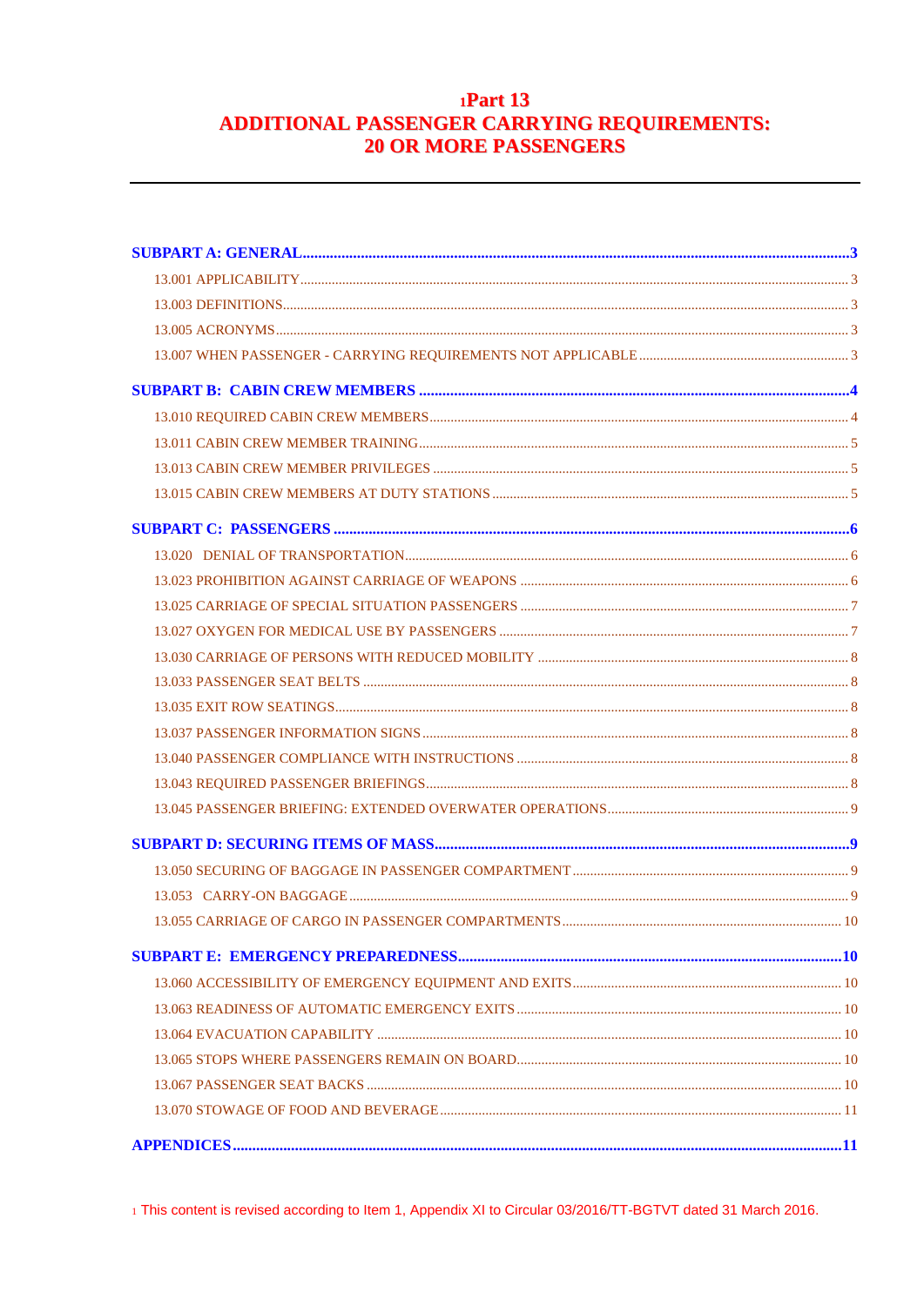# [1]Part 13
# ADDITIONAL PASSENGER CARRYING REQUIREMENTS: 20 OR MORE PASSENGERS

---

**SUBPART A: GENERAL** .......... 3

13.001 APPLICABILITY .......... 3

13.003 DEFINITIONS .......... 3

13.005 ACRONYMS .......... 3

13.007 WHEN PASSENGER - CARRYING REQUIREMENTS NOT APPLICABLE .......... 3

**SUBPART B: CABIN CREW MEMBERS** .......... 4

13.010 REQUIRED CABIN CREW MEMBERS .......... 4

13.011 CABIN CREW MEMBER TRAINING .......... 5

13.013 CABIN CREW MEMBER PRIVILEGES .......... 5

13.015 CABIN CREW MEMBERS AT DUTY STATIONS .......... 5

**SUBPART C: PASSENGERS** .......... 6

13.020 DENIAL OF TRANSPORTATION .......... 6

13.023 PROHIBITION AGAINST CARRIAGE OF WEAPONS .......... 6

13.025 CARRIAGE OF SPECIAL SITUATION PASSENGERS .......... 7

13.027 OXYGEN FOR MEDICAL USE BY PASSENGERS .......... 7

13.030 CARRIAGE OF PERSONS WITH REDUCED MOBILITY .......... 8

13.033 PASSENGER SEAT BELTS .......... 8

13.035 EXIT ROW SEATINGS .......... 8

13.037 PASSENGER INFORMATION SIGNS .......... 8

13.040 PASSENGER COMPLIANCE WITH INSTRUCTIONS .......... 8

13.043 REQUIRED PASSENGER BRIEFINGS .......... 8

13.045 PASSENGER BRIEFING: EXTENDED OVERWATER OPERATIONS .......... 9

**SUBPART D: SECURING ITEMS OF MASS** .......... 9

13.050 SECURING OF BAGGAGE IN PASSENGER COMPARTMENT .......... 9

13.053 CARRY-ON BAGGAGE .......... 9

13.055 CARRIAGE OF CARGO IN PASSENGER COMPARTMENTS .......... 10

**SUBPART E: EMERGENCY PREPAREDNESS** .......... 10

13.060 ACCESSIBILITY OF EMERGENCY EQUIPMENT AND EXITS .......... 10

13.063 READINESS OF AUTOMATIC EMERGENCY EXITS .......... 10

13.064 EVACUATION CAPABILITY .......... 10

13.065 STOPS WHERE PASSENGERS REMAIN ON BOARD .......... 10

13.067 PASSENGER SEAT BACKS .......... 10

13.070 STOWAGE OF FOOD AND BEVERAGE .......... 11

**APPENDICES** .......... 11

[1] This content is revised according to Item 1, Appendix XI to Circular 03/2016/TT-BGTVT dated 31 March 2016.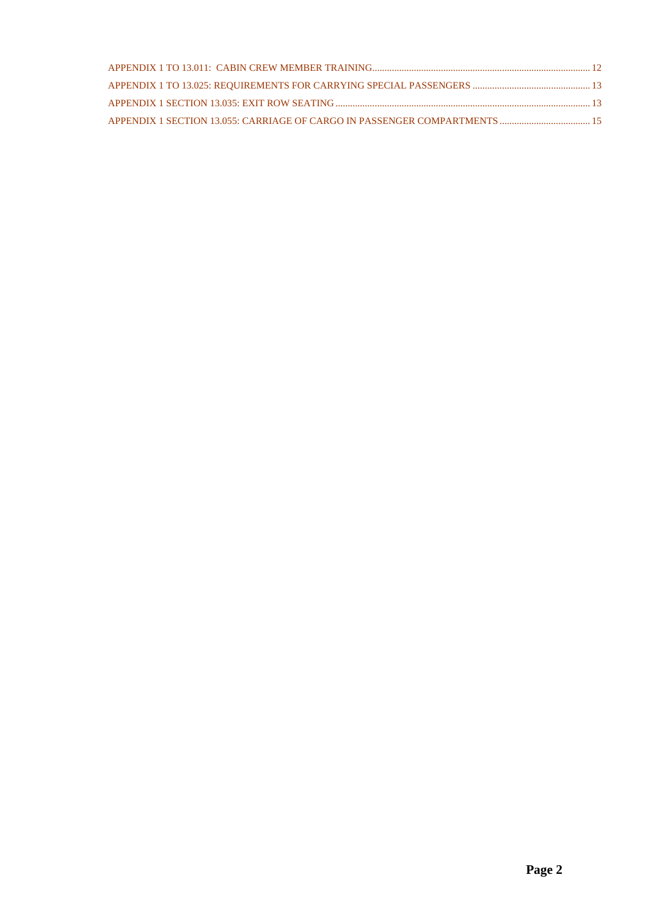APPENDIX 1 TO 13.011: CABIN CREW MEMBER TRAINING........................................................................................ 12
APPENDIX 1 TO 13.025: REQUIREMENTS FOR CARRYING SPECIAL PASSENGERS ............................................... 13
APPENDIX 1 SECTION 13.035: EXIT ROW SEATING ....................................................................................................... 13
APPENDIX 1 SECTION 13.055: CARRIAGE OF CARGO IN PASSENGER COMPARTMENTS .................................... 15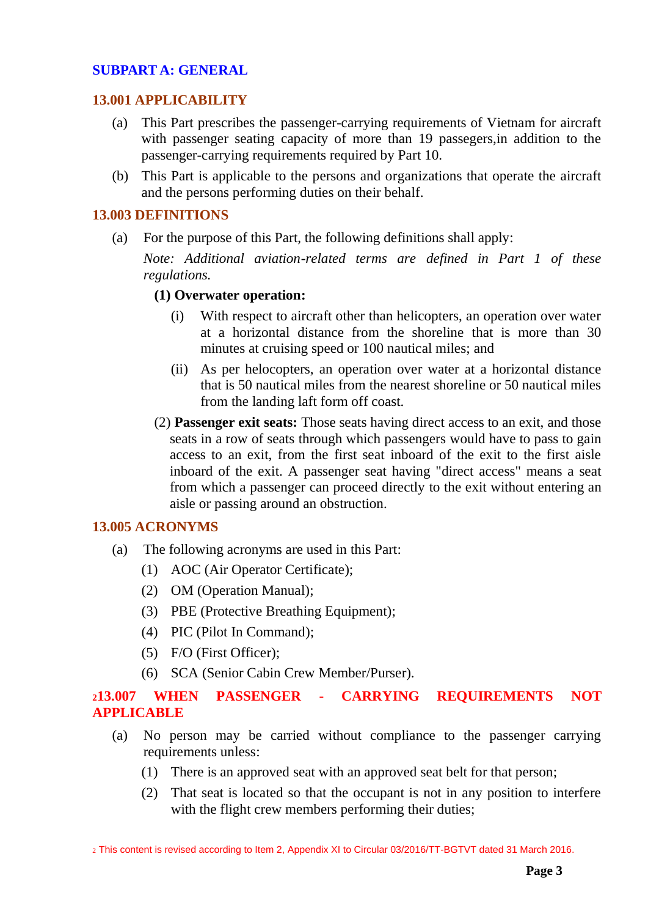## SUBPART A: GENERAL

### 13.001 APPLICABILITY

(a) This Part prescribes the passenger-carrying requirements of Vietnam for aircraft with passenger seating capacity of more than 19 passegers,in addition to the passenger-carrying requirements required by Part 10.

(b) This Part is applicable to the persons and organizations that operate the aircraft and the persons performing duties on their behalf.

### 13.003 DEFINITIONS

(a) For the purpose of this Part, the following definitions shall apply:

*Note: Additional aviation-related terms are defined in Part 1 of these regulations.*

**(1) Overwater operation:**

(i) With respect to aircraft other than helicopters, an operation over water at a horizontal distance from the shoreline that is more than 30 minutes at cruising speed or 100 nautical miles; and

(ii) As per helocopters, an operation over water at a horizontal distance that is 50 nautical miles from the nearest shoreline or 50 nautical miles from the landing laft form off coast.

(2) **Passenger exit seats:** Those seats having direct access to an exit, and those seats in a row of seats through which passengers would have to pass to gain access to an exit, from the first seat inboard of the exit to the first aisle inboard of the exit. A passenger seat having "direct access" means a seat from which a passenger can proceed directly to the exit without entering an aisle or passing around an obstruction.

### 13.005 ACRONYMS

(a) The following acronyms are used in this Part:

(1) AOC (Air Operator Certificate);

(2) OM (Operation Manual);

(3) PBE (Protective Breathing Equipment);

(4) PIC (Pilot In Command);

(5) F/O (First Officer);

(6) SCA (Senior Cabin Crew Member/Purser).

### [2]13.007 WHEN PASSENGER - CARRYING REQUIREMENTS NOT APPLICABLE

(a) No person may be carried without compliance to the passenger carrying requirements unless:

(1) There is an approved seat with an approved seat belt for that person;

(2) That seat is located so that the occupant is not in any position to interfere with the flight crew members performing their duties;

[2] This content is revised according to Item 2, Appendix XI to Circular 03/2016/TT-BGTVT dated 31 March 2016.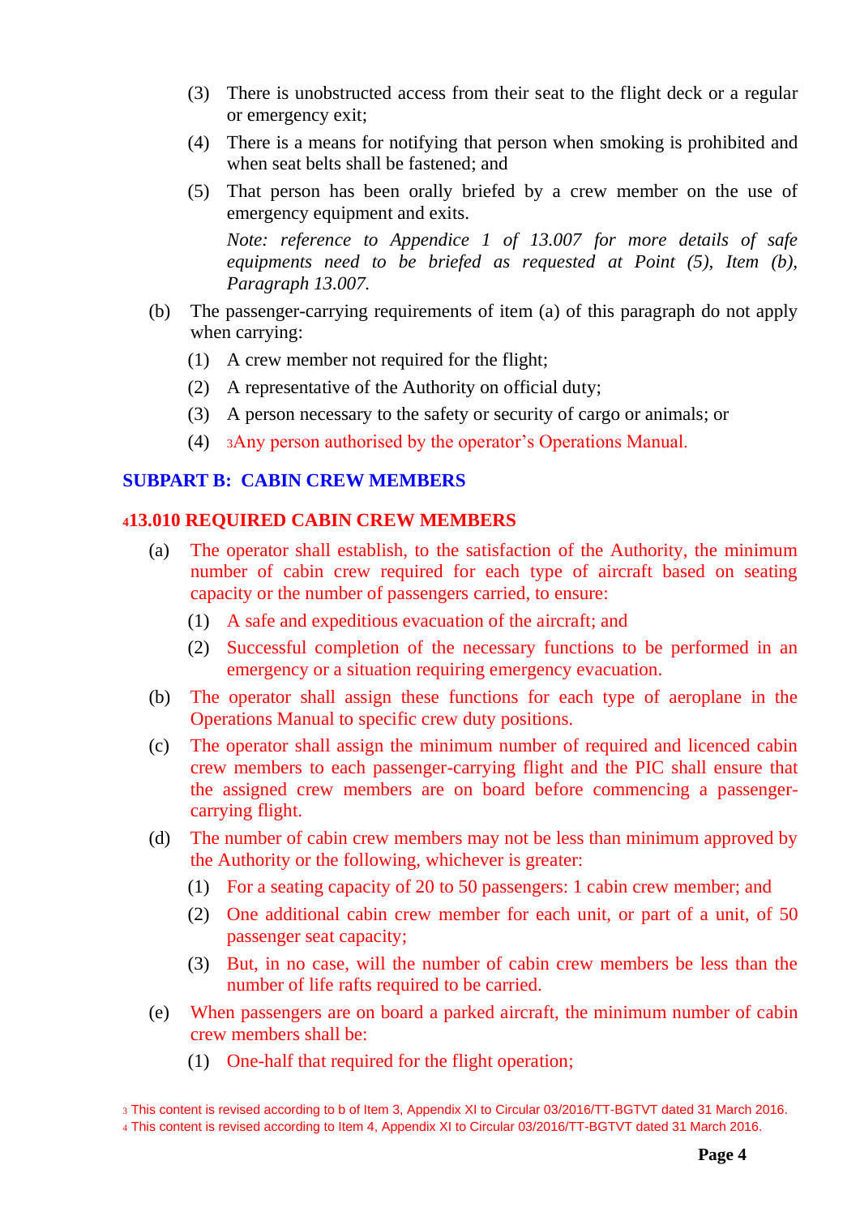(3) There is unobstructed access from their seat to the flight deck or a regular or emergency exit;

(4) There is a means for notifying that person when smoking is prohibited and when seat belts shall be fastened; and

(5) That person has been orally briefed by a crew member on the use of emergency equipment and exits.

*Note: reference to Appendice 1 of 13.007 for more details of safe equipments need to be briefed as requested at Point (5), Item (b), Paragraph 13.007.*

(b) The passenger-carrying requirements of item (a) of this paragraph do not apply when carrying:

(1) A crew member not required for the flight;

(2) A representative of the Authority on official duty;

(3) A person necessary to the safety or security of cargo or animals; or

(4) [3]Any person authorised by the operator's Operations Manual.

## SUBPART B: CABIN CREW MEMBERS

### [4]13.010 REQUIRED CABIN CREW MEMBERS

(a) The operator shall establish, to the satisfaction of the Authority, the minimum number of cabin crew required for each type of aircraft based on seating capacity or the number of passengers carried, to ensure:

(1) A safe and expeditious evacuation of the aircraft; and

(2) Successful completion of the necessary functions to be performed in an emergency or a situation requiring emergency evacuation.

(b) The operator shall assign these functions for each type of aeroplane in the Operations Manual to specific crew duty positions.

(c) The operator shall assign the minimum number of required and licenced cabin crew members to each passenger-carrying flight and the PIC shall ensure that the assigned crew members are on board before commencing a passenger-carrying flight.

(d) The number of cabin crew members may not be less than minimum approved by the Authority or the following, whichever is greater:

(1) For a seating capacity of 20 to 50 passengers: 1 cabin crew member; and

(2) One additional cabin crew member for each unit, or part of a unit, of 50 passenger seat capacity;

(3) But, in no case, will the number of cabin crew members be less than the number of life rafts required to be carried.

(e) When passengers are on board a parked aircraft, the minimum number of cabin crew members shall be:

(1) One-half that required for the flight operation;

[3] This content is revised according to b of Item 3, Appendix XI to Circular 03/2016/TT-BGTVT dated 31 March 2016.

[4] This content is revised according to Item 4, Appendix XI to Circular 03/2016/TT-BGTVT dated 31 March 2016.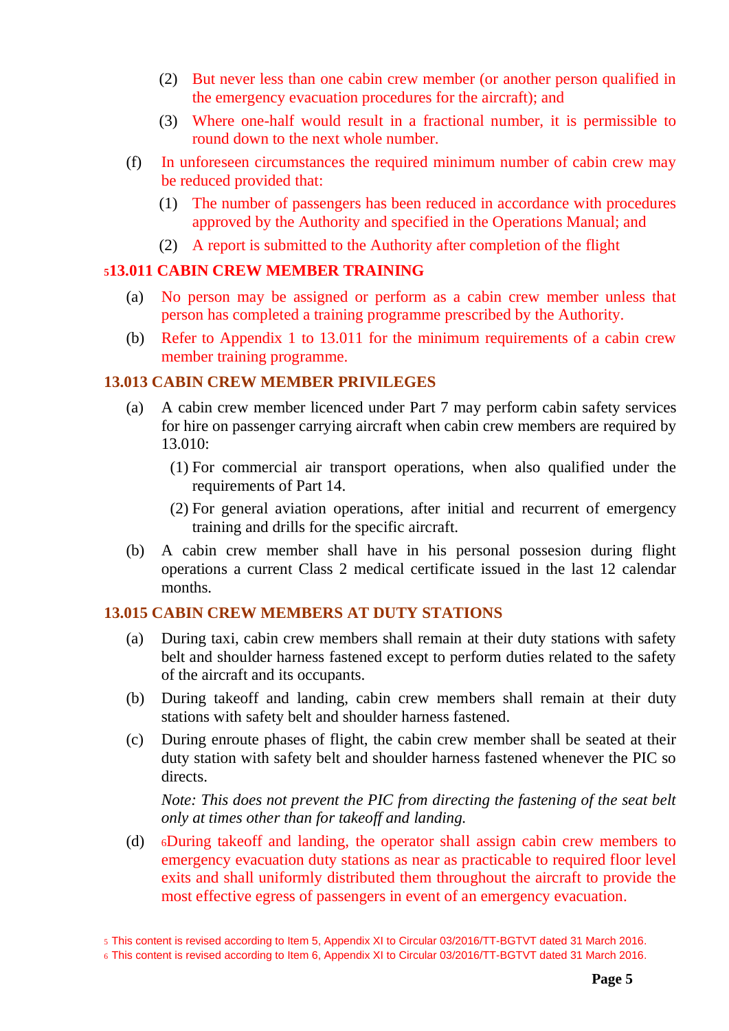(2) But never less than one cabin crew member (or another person qualified in the emergency evacuation procedures for the aircraft); and

(3) Where one-half would result in a fractional number, it is permissible to round down to the next whole number.

(f) In unforeseen circumstances the required minimum number of cabin crew may be reduced provided that:

(1) The number of passengers has been reduced in accordance with procedures approved by the Authority and specified in the Operations Manual; and

(2) A report is submitted to the Authority after completion of the flight

### [5]13.011 CABIN CREW MEMBER TRAINING

(a) No person may be assigned or perform as a cabin crew member unless that person has completed a training programme prescribed by the Authority.

(b) Refer to Appendix 1 to 13.011 for the minimum requirements of a cabin crew member training programme.

### 13.013 CABIN CREW MEMBER PRIVILEGES

(a) A cabin crew member licenced under Part 7 may perform cabin safety services for hire on passenger carrying aircraft when cabin crew members are required by 13.010:

(1) For commercial air transport operations, when also qualified under the requirements of Part 14.

(2) For general aviation operations, after initial and recurrent of emergency training and drills for the specific aircraft.

(b) A cabin crew member shall have in his personal possesion during flight operations a current Class 2 medical certificate issued in the last 12 calendar months.

### 13.015 CABIN CREW MEMBERS AT DUTY STATIONS

(a) During taxi, cabin crew members shall remain at their duty stations with safety belt and shoulder harness fastened except to perform duties related to the safety of the aircraft and its occupants.

(b) During takeoff and landing, cabin crew members shall remain at their duty stations with safety belt and shoulder harness fastened.

(c) During enroute phases of flight, the cabin crew member shall be seated at their duty station with safety belt and shoulder harness fastened whenever the PIC so directs.

*Note: This does not prevent the PIC from directing the fastening of the seat belt only at times other than for takeoff and landing.*

(d) [6]During takeoff and landing, the operator shall assign cabin crew members to emergency evacuation duty stations as near as practicable to required floor level exits and shall uniformly distributed them throughout the aircraft to provide the most effective egress of passengers in event of an emergency evacuation.

[5] This content is revised according to Item 5, Appendix XI to Circular 03/2016/TT-BGTVT dated 31 March 2016.
[6] This content is revised according to Item 6, Appendix XI to Circular 03/2016/TT-BGTVT dated 31 March 2016.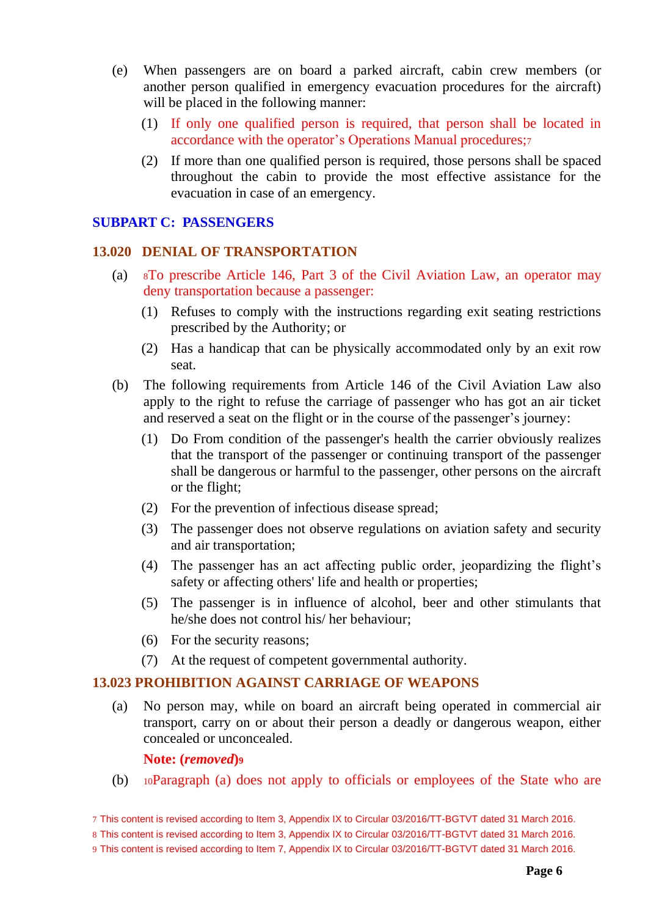(e) When passengers are on board a parked aircraft, cabin crew members (or another person qualified in emergency evacuation procedures for the aircraft) will be placed in the following manner:

(1) If only one qualified person is required, that person shall be located in accordance with the operator's Operations Manual procedures;[7]

(2) If more than one qualified person is required, those persons shall be spaced throughout the cabin to provide the most effective assistance for the evacuation in case of an emergency.

## SUBPART C: PASSENGERS

### 13.020 DENIAL OF TRANSPORTATION

(a) [8]To prescribe Article 146, Part 3 of the Civil Aviation Law, an operator may deny transportation because a passenger:

(1) Refuses to comply with the instructions regarding exit seating restrictions prescribed by the Authority; or

(2) Has a handicap that can be physically accommodated only by an exit row seat.

(b) The following requirements from Article 146 of the Civil Aviation Law also apply to the right to refuse the carriage of passenger who has got an air ticket and reserved a seat on the flight or in the course of the passenger's journey:

(1) Do From condition of the passenger's health the carrier obviously realizes that the transport of the passenger or continuing transport of the passenger shall be dangerous or harmful to the passenger, other persons on the aircraft or the flight;

(2) For the prevention of infectious disease spread;

(3) The passenger does not observe regulations on aviation safety and security and air transportation;

(4) The passenger has an act affecting public order, jeopardizing the flight's safety or affecting others' life and health or properties;

(5) The passenger is in influence of alcohol, beer and other stimulants that he/she does not control his/ her behaviour;

(6) For the security reasons;

(7) At the request of competent governmental authority.

### 13.023 PROHIBITION AGAINST CARRIAGE OF WEAPONS

(a) No person may, while on board an aircraft being operated in commercial air transport, carry on or about their person a deadly or dangerous weapon, either concealed or unconcealed.

**Note: (*removed*)**[9]

(b) [10]Paragraph (a) does not apply to officials or employees of the State who are

[7] This content is revised according to Item 3, Appendix IX to Circular 03/2016/TT-BGTVT dated 31 March 2016.

[8] This content is revised according to Item 3, Appendix IX to Circular 03/2016/TT-BGTVT dated 31 March 2016.

[9] This content is revised according to Item 7, Appendix IX to Circular 03/2016/TT-BGTVT dated 31 March 2016.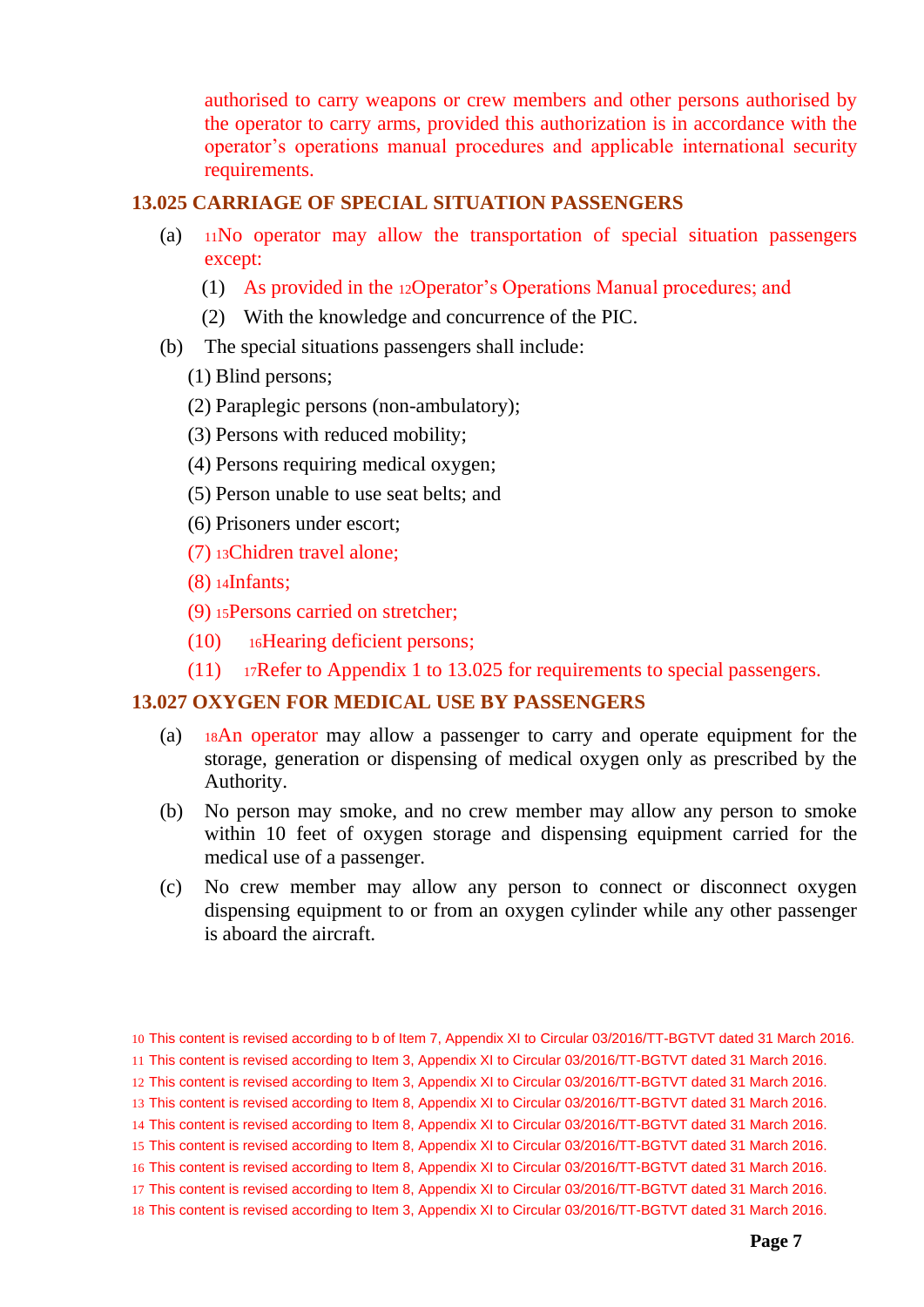authorised to carry weapons or crew members and other persons authorised by the operator to carry arms, provided this authorization is in accordance with the operator's operations manual procedures and applicable international security requirements.

### 13.025 CARRIAGE OF SPECIAL SITUATION PASSENGERS

(a) [11]No operator may allow the transportation of special situation passengers except:

(1) As provided in the [12]Operator's Operations Manual procedures; and

(2) With the knowledge and concurrence of the PIC.

(b) The special situations passengers shall include:

(1) Blind persons;

(2) Paraplegic persons (non-ambulatory);

(3) Persons with reduced mobility;

(4) Persons requiring medical oxygen;

(5) Person unable to use seat belts; and

(6) Prisoners under escort;

(7) [13]Chidren travel alone;

(8) [14]Infants;

(9) [15]Persons carried on stretcher;

(10) [16]Hearing deficient persons;

(11) [17]Refer to Appendix 1 to 13.025 for requirements to special passengers.

### 13.027 OXYGEN FOR MEDICAL USE BY PASSENGERS

(a) [18]An operator may allow a passenger to carry and operate equipment for the storage, generation or dispensing of medical oxygen only as prescribed by the Authority.

(b) No person may smoke, and no crew member may allow any person to smoke within 10 feet of oxygen storage and dispensing equipment carried for the medical use of a passenger.

(c) No crew member may allow any person to connect or disconnect oxygen dispensing equipment to or from an oxygen cylinder while any other passenger is aboard the aircraft.

---

[10] This content is revised according to b of Item 7, Appendix XI to Circular 03/2016/TT-BGTVT dated 31 March 2016.

[11] This content is revised according to Item 3, Appendix XI to Circular 03/2016/TT-BGTVT dated 31 March 2016.

[12] This content is revised according to Item 3, Appendix XI to Circular 03/2016/TT-BGTVT dated 31 March 2016.

[13] This content is revised according to Item 8, Appendix XI to Circular 03/2016/TT-BGTVT dated 31 March 2016.

[14] This content is revised according to Item 8, Appendix XI to Circular 03/2016/TT-BGTVT dated 31 March 2016.

[15] This content is revised according to Item 8, Appendix XI to Circular 03/2016/TT-BGTVT dated 31 March 2016.

[16] This content is revised according to Item 8, Appendix XI to Circular 03/2016/TT-BGTVT dated 31 March 2016.

[17] This content is revised according to Item 8, Appendix XI to Circular 03/2016/TT-BGTVT dated 31 March 2016.

[18] This content is revised according to Item 3, Appendix XI to Circular 03/2016/TT-BGTVT dated 31 March 2016.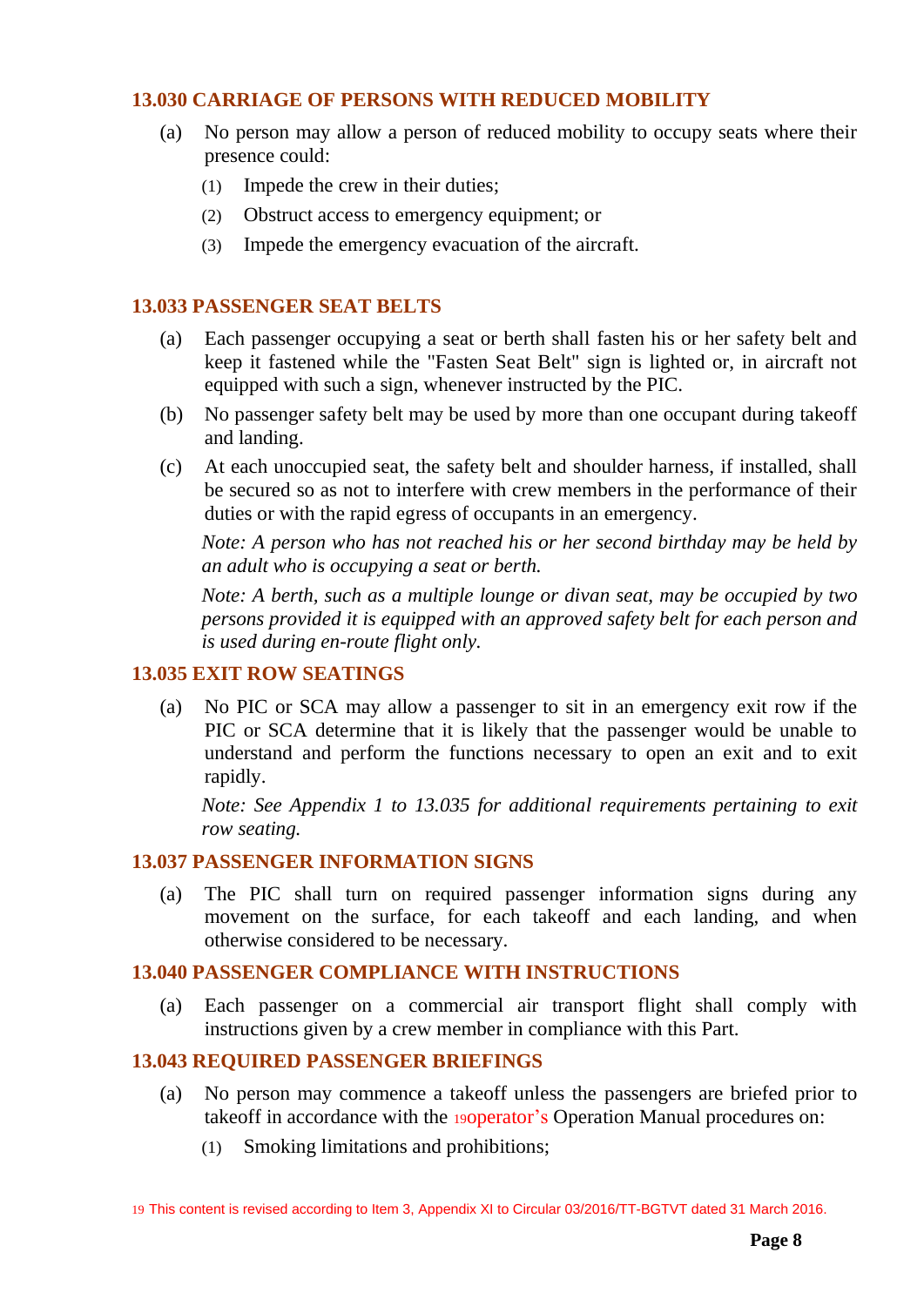### 13.030 CARRIAGE OF PERSONS WITH REDUCED MOBILITY

(a) No person may allow a person of reduced mobility to occupy seats where their presence could:

(1) Impede the crew in their duties;

(2) Obstruct access to emergency equipment; or

(3) Impede the emergency evacuation of the aircraft.

### 13.033 PASSENGER SEAT BELTS

(a) Each passenger occupying a seat or berth shall fasten his or her safety belt and keep it fastened while the "Fasten Seat Belt" sign is lighted or, in aircraft not equipped with such a sign, whenever instructed by the PIC.

(b) No passenger safety belt may be used by more than one occupant during takeoff and landing.

(c) At each unoccupied seat, the safety belt and shoulder harness, if installed, shall be secured so as not to interfere with crew members in the performance of their duties or with the rapid egress of occupants in an emergency.

*Note: A person who has not reached his or her second birthday may be held by an adult who is occupying a seat or berth.*

*Note: A berth, such as a multiple lounge or divan seat, may be occupied by two persons provided it is equipped with an approved safety belt for each person and is used during en-route flight only.*

### 13.035 EXIT ROW SEATINGS

(a) No PIC or SCA may allow a passenger to sit in an emergency exit row if the PIC or SCA determine that it is likely that the passenger would be unable to understand and perform the functions necessary to open an exit and to exit rapidly.

*Note: See Appendix 1 to 13.035 for additional requirements pertaining to exit row seating.*

### 13.037 PASSENGER INFORMATION SIGNS

(a) The PIC shall turn on required passenger information signs during any movement on the surface, for each takeoff and each landing, and when otherwise considered to be necessary.

### 13.040 PASSENGER COMPLIANCE WITH INSTRUCTIONS

(a) Each passenger on a commercial air transport flight shall comply with instructions given by a crew member in compliance with this Part.

### 13.043 REQUIRED PASSENGER BRIEFINGS

(a) No person may commence a takeoff unless the passengers are briefed prior to takeoff in accordance with the [19]operator's Operation Manual procedures on:

(1) Smoking limitations and prohibitions;

[19] This content is revised according to Item 3, Appendix XI to Circular 03/2016/TT-BGTVT dated 31 March 2016.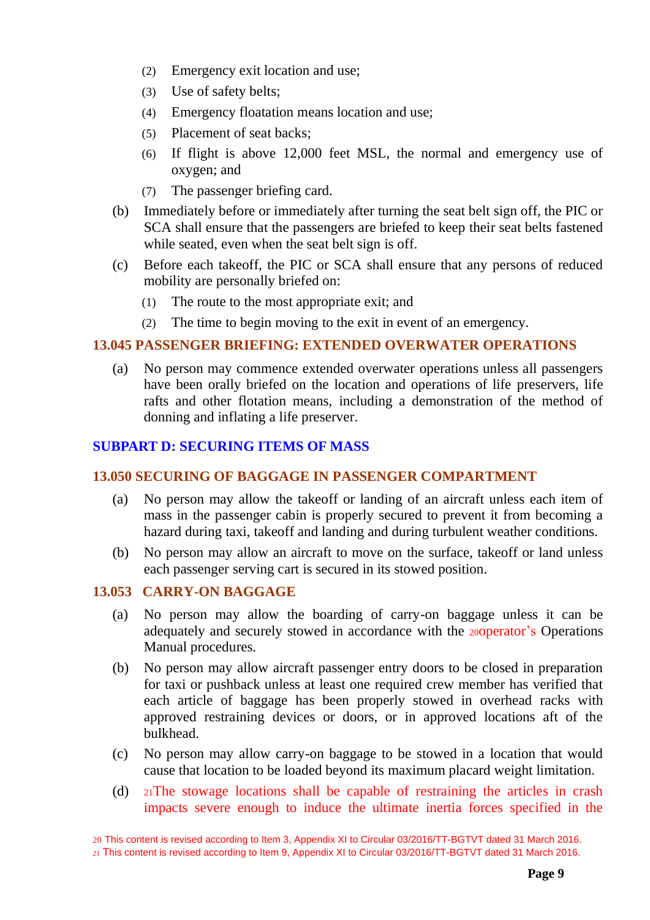(2) Emergency exit location and use;

(3) Use of safety belts;

(4) Emergency floatation means location and use;

(5) Placement of seat backs;

(6) If flight is above 12,000 feet MSL, the normal and emergency use of oxygen; and

(7) The passenger briefing card.

(b) Immediately before or immediately after turning the seat belt sign off, the PIC or SCA shall ensure that the passengers are briefed to keep their seat belts fastened while seated, even when the seat belt sign is off.

(c) Before each takeoff, the PIC or SCA shall ensure that any persons of reduced mobility are personally briefed on:

(1) The route to the most appropriate exit; and

(2) The time to begin moving to the exit in event of an emergency.

### 13.045 PASSENGER BRIEFING: EXTENDED OVERWATER OPERATIONS

(a) No person may commence extended overwater operations unless all passengers have been orally briefed on the location and operations of life preservers, life rafts and other flotation means, including a demonstration of the method of donning and inflating a life preserver.

## SUBPART D: SECURING ITEMS OF MASS

### 13.050 SECURING OF BAGGAGE IN PASSENGER COMPARTMENT

(a) No person may allow the takeoff or landing of an aircraft unless each item of mass in the passenger cabin is properly secured to prevent it from becoming a hazard during taxi, takeoff and landing and during turbulent weather conditions.

(b) No person may allow an aircraft to move on the surface, takeoff or land unless each passenger serving cart is secured in its stowed position.

### 13.053 CARRY-ON BAGGAGE

(a) No person may allow the boarding of carry-on baggage unless it can be adequately and securely stowed in accordance with the [20]operator's Operations Manual procedures.

(b) No person may allow aircraft passenger entry doors to be closed in preparation for taxi or pushback unless at least one required crew member has verified that each article of baggage has been properly stowed in overhead racks with approved restraining devices or doors, or in approved locations aft of the bulkhead.

(c) No person may allow carry-on baggage to be stowed in a location that would cause that location to be loaded beyond its maximum placard weight limitation.

(d) [21]The stowage locations shall be capable of restraining the articles in crash impacts severe enough to induce the ultimate inertia forces specified in the

[20] This content is revised according to Item 3, Appendix XI to Circular 03/2016/TT-BGTVT dated 31 March 2016.

[21] This content is revised according to Item 9, Appendix XI to Circular 03/2016/TT-BGTVT dated 31 March 2016.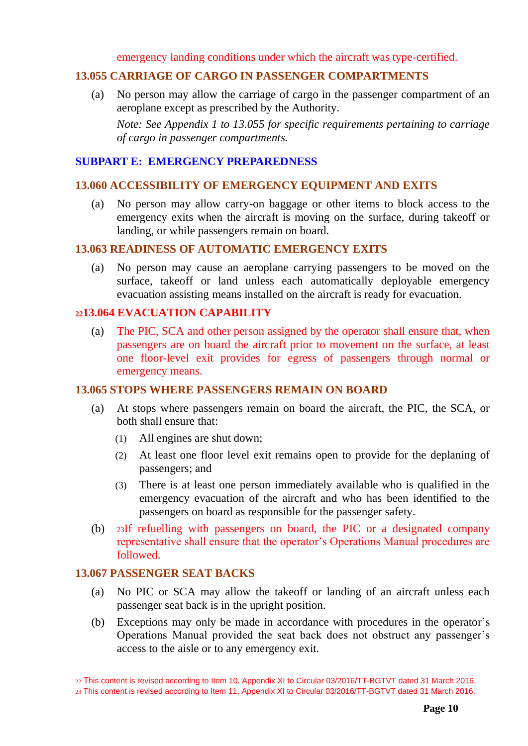emergency landing conditions under which the aircraft was type-certified.

### 13.055 CARRIAGE OF CARGO IN PASSENGER COMPARTMENTS

(a) No person may allow the carriage of cargo in the passenger compartment of an aeroplane except as prescribed by the Authority.

*Note: See Appendix 1 to 13.055 for specific requirements pertaining to carriage of cargo in passenger compartments.*

## SUBPART E: EMERGENCY PREPAREDNESS

### 13.060 ACCESSIBILITY OF EMERGENCY EQUIPMENT AND EXITS

(a) No person may allow carry-on baggage or other items to block access to the emergency exits when the aircraft is moving on the surface, during takeoff or landing, or while passengers remain on board.

### 13.063 READINESS OF AUTOMATIC EMERGENCY EXITS

(a) No person may cause an aeroplane carrying passengers to be moved on the surface, takeoff or land unless each automatically deployable emergency evacuation assisting means installed on the aircraft is ready for evacuation.

### [22]13.064 EVACUATION CAPABILITY

(a) The PIC, SCA and other person assigned by the operator shall ensure that, when passengers are on board the aircraft prior to movement on the surface, at least one floor-level exit provides for egress of passengers through normal or emergency means.

### 13.065 STOPS WHERE PASSENGERS REMAIN ON BOARD

(a) At stops where passengers remain on board the aircraft, the PIC, the SCA, or both shall ensure that:

  (1) All engines are shut down;

  (2) At least one floor level exit remains open to provide for the deplaning of passengers; and

  (3) There is at least one person immediately available who is qualified in the emergency evacuation of the aircraft and who has been identified to the passengers on board as responsible for the passenger safety.

(b) [23]If refuelling with passengers on board, the PIC or a designated company representative shall ensure that the operator's Operations Manual procedures are followed.

### 13.067 PASSENGER SEAT BACKS

(a) No PIC or SCA may allow the takeoff or landing of an aircraft unless each passenger seat back is in the upright position.

(b) Exceptions may only be made in accordance with procedures in the operator's Operations Manual provided the seat back does not obstruct any passenger's access to the aisle or to any emergency exit.

---

[22] This content is revised according to Item 10, Appendix XI to Circular 03/2016/TT-BGTVT dated 31 March 2016.

[23] This content is revised according to Item 11, Appendix XI to Circular 03/2016/TT-BGTVT dated 31 March 2016.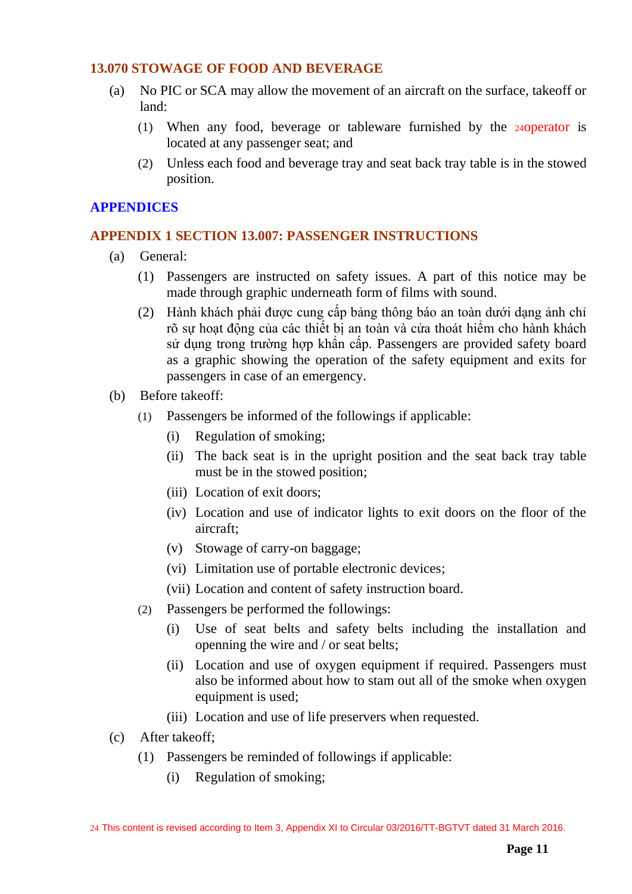### 13.070 STOWAGE OF FOOD AND BEVERAGE

(a) No PIC or SCA may allow the movement of an aircraft on the surface, takeoff or land:

(1) When any food, beverage or tableware furnished by the [24]operator is located at any passenger seat; and

(2) Unless each food and beverage tray and seat back tray table is in the stowed position.

## APPENDICES

### APPENDIX 1 SECTION 13.007: PASSENGER INSTRUCTIONS

(a) General:

(1) Passengers are instructed on safety issues. A part of this notice may be made through graphic underneath form of films with sound.

(2) Hành khách phải được cung cấp bảng thông báo an toàn dưới dạng ảnh chỉ rõ sự hoạt động của các thiết bị an toàn và cửa thoát hiểm cho hành khách sử dụng trong trường hợp khẩn cấp. Passengers are provided safety board as a graphic showing the operation of the safety equipment and exits for passengers in case of an emergency.

(b) Before takeoff:

(1) Passengers be informed of the followings if applicable:

(i) Regulation of smoking;

(ii) The back seat is in the upright position and the seat back tray table must be in the stowed position;

(iii) Location of exit doors;

(iv) Location and use of indicator lights to exit doors on the floor of the aircraft;

(v) Stowage of carry-on baggage;

(vi) Limitation use of portable electronic devices;

(vii) Location and content of safety instruction board.

(2) Passengers be performed the followings:

(i) Use of seat belts and safety belts including the installation and openning the wire and / or seat belts;

(ii) Location and use of oxygen equipment if required. Passengers must also be informed about how to stam out all of the smoke when oxygen equipment is used;

(iii) Location and use of life preservers when requested.

(c) After takeoff;

(1) Passengers be reminded of followings if applicable:

(i) Regulation of smoking;

[24] This content is revised according to Item 3, Appendix XI to Circular 03/2016/TT-BGTVT dated 31 March 2016.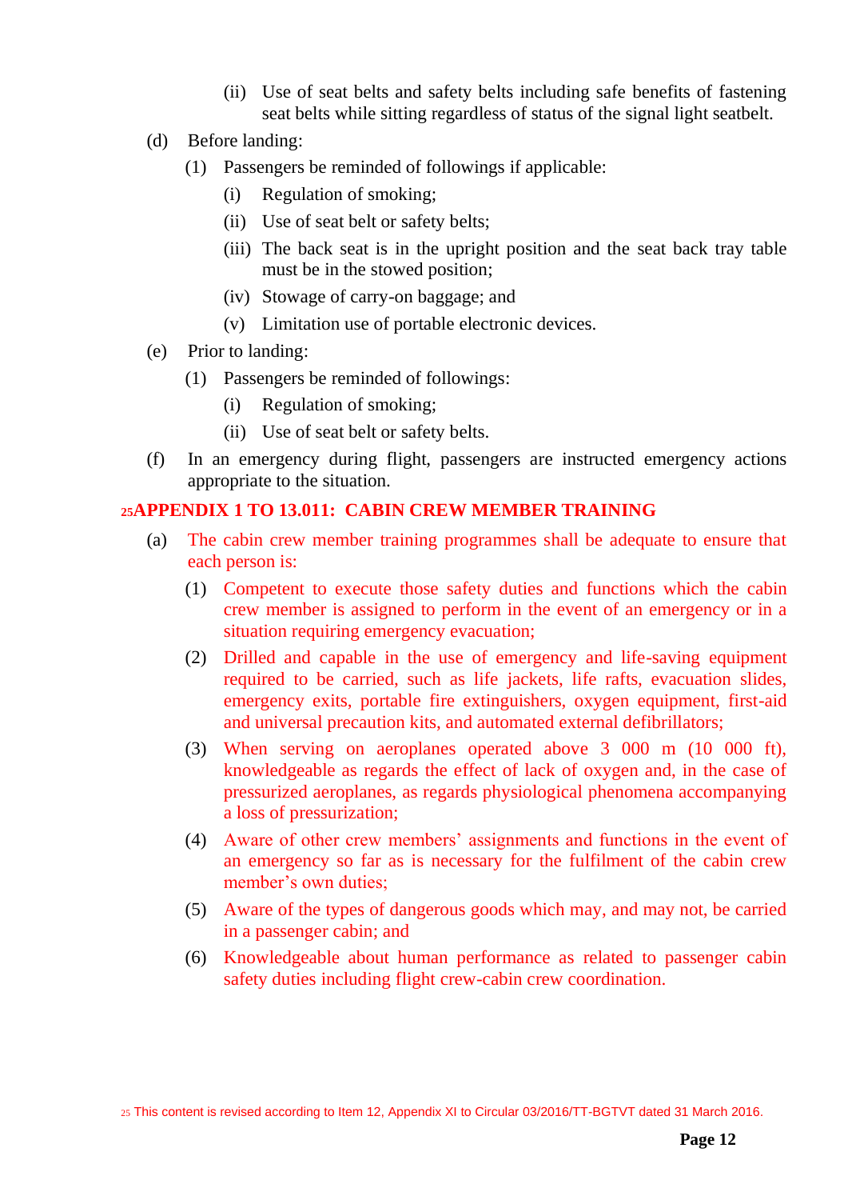(ii) Use of seat belts and safety belts including safe benefits of fastening seat belts while sitting regardless of status of the signal light seatbelt.

(d) Before landing:

(1) Passengers be reminded of followings if applicable:

(i) Regulation of smoking;

(ii) Use of seat belt or safety belts;

(iii) The back seat is in the upright position and the seat back tray table must be in the stowed position;

(iv) Stowage of carry-on baggage; and

(v) Limitation use of portable electronic devices.

(e) Prior to landing:

(1) Passengers be reminded of followings:

(i) Regulation of smoking;

(ii) Use of seat belt or safety belts.

(f) In an emergency during flight, passengers are instructed emergency actions appropriate to the situation.

## [25]APPENDIX 1 TO 13.011: CABIN CREW MEMBER TRAINING

(a) The cabin crew member training programmes shall be adequate to ensure that each person is:

(1) Competent to execute those safety duties and functions which the cabin crew member is assigned to perform in the event of an emergency or in a situation requiring emergency evacuation;

(2) Drilled and capable in the use of emergency and life-saving equipment required to be carried, such as life jackets, life rafts, evacuation slides, emergency exits, portable fire extinguishers, oxygen equipment, first-aid and universal precaution kits, and automated external defibrillators;

(3) When serving on aeroplanes operated above 3 000 m (10 000 ft), knowledgeable as regards the effect of lack of oxygen and, in the case of pressurized aeroplanes, as regards physiological phenomena accompanying a loss of pressurization;

(4) Aware of other crew members' assignments and functions in the event of an emergency so far as is necessary for the fulfilment of the cabin crew member's own duties;

(5) Aware of the types of dangerous goods which may, and may not, be carried in a passenger cabin; and

(6) Knowledgeable about human performance as related to passenger cabin safety duties including flight crew-cabin crew coordination.

[25] This content is revised according to Item 12, Appendix XI to Circular 03/2016/TT-BGTVT dated 31 March 2016.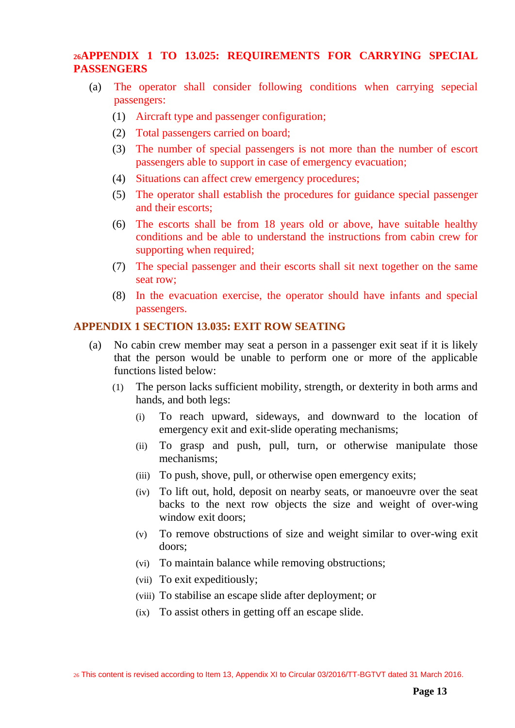## [26]APPENDIX 1 TO 13.025: REQUIREMENTS FOR CARRYING SPECIAL PASSENGERS

(a) The operator shall consider following conditions when carrying sepecial passengers:

(1) Aircraft type and passenger configuration;

(2) Total passengers carried on board;

(3) The number of special passengers is not more than the number of escort passengers able to support in case of emergency evacuation;

(4) Situations can affect crew emergency procedures;

(5) The operator shall establish the procedures for guidance special passenger and their escorts;

(6) The escorts shall be from 18 years old or above, have suitable healthy conditions and be able to understand the instructions from cabin crew for supporting when required;

(7) The special passenger and their escorts shall sit next together on the same seat row;

(8) In the evacuation exercise, the operator should have infants and special passengers.

## APPENDIX 1 SECTION 13.035: EXIT ROW SEATING

(a) No cabin crew member may seat a person in a passenger exit seat if it is likely that the person would be unable to perform one or more of the applicable functions listed below:

(1) The person lacks sufficient mobility, strength, or dexterity in both arms and hands, and both legs:

(i) To reach upward, sideways, and downward to the location of emergency exit and exit-slide operating mechanisms;

(ii) To grasp and push, pull, turn, or otherwise manipulate those mechanisms;

(iii) To push, shove, pull, or otherwise open emergency exits;

(iv) To lift out, hold, deposit on nearby seats, or manoeuvre over the seat backs to the next row objects the size and weight of over-wing window exit doors;

(v) To remove obstructions of size and weight similar to over-wing exit doors;

(vi) To maintain balance while removing obstructions;

(vii) To exit expeditiously;

(viii) To stabilise an escape slide after deployment; or

(ix) To assist others in getting off an escape slide.

[26] This content is revised according to Item 13, Appendix XI to Circular 03/2016/TT-BGTVT dated 31 March 2016.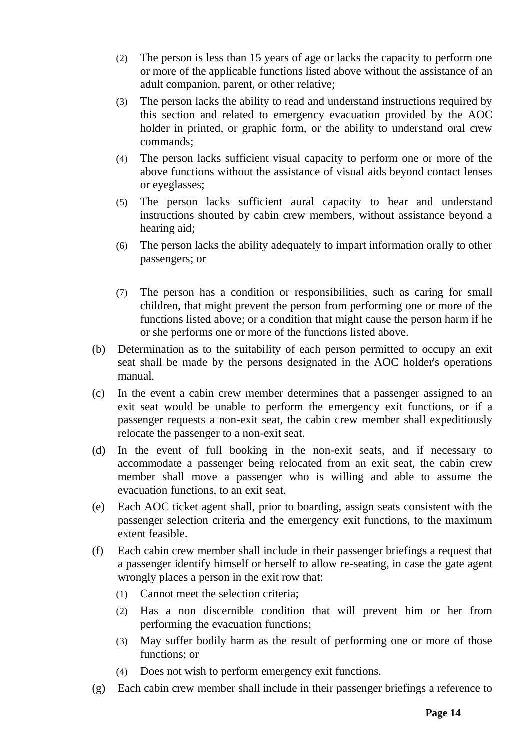(2) The person is less than 15 years of age or lacks the capacity to perform one or more of the applicable functions listed above without the assistance of an adult companion, parent, or other relative;

(3) The person lacks the ability to read and understand instructions required by this section and related to emergency evacuation provided by the AOC holder in printed, or graphic form, or the ability to understand oral crew commands;

(4) The person lacks sufficient visual capacity to perform one or more of the above functions without the assistance of visual aids beyond contact lenses or eyeglasses;

(5) The person lacks sufficient aural capacity to hear and understand instructions shouted by cabin crew members, without assistance beyond a hearing aid;

(6) The person lacks the ability adequately to impart information orally to other passengers; or

(7) The person has a condition or responsibilities, such as caring for small children, that might prevent the person from performing one or more of the functions listed above; or a condition that might cause the person harm if he or she performs one or more of the functions listed above.

(b) Determination as to the suitability of each person permitted to occupy an exit seat shall be made by the persons designated in the AOC holder's operations manual.

(c) In the event a cabin crew member determines that a passenger assigned to an exit seat would be unable to perform the emergency exit functions, or if a passenger requests a non-exit seat, the cabin crew member shall expeditiously relocate the passenger to a non-exit seat.

(d) In the event of full booking in the non-exit seats, and if necessary to accommodate a passenger being relocated from an exit seat, the cabin crew member shall move a passenger who is willing and able to assume the evacuation functions, to an exit seat.

(e) Each AOC ticket agent shall, prior to boarding, assign seats consistent with the passenger selection criteria and the emergency exit functions, to the maximum extent feasible.

(f) Each cabin crew member shall include in their passenger briefings a request that a passenger identify himself or herself to allow re-seating, in case the gate agent wrongly places a person in the exit row that:

(1) Cannot meet the selection criteria;

(2) Has a non discernible condition that will prevent him or her from performing the evacuation functions;

(3) May suffer bodily harm as the result of performing one or more of those functions; or

(4) Does not wish to perform emergency exit functions.

(g) Each cabin crew member shall include in their passenger briefings a reference to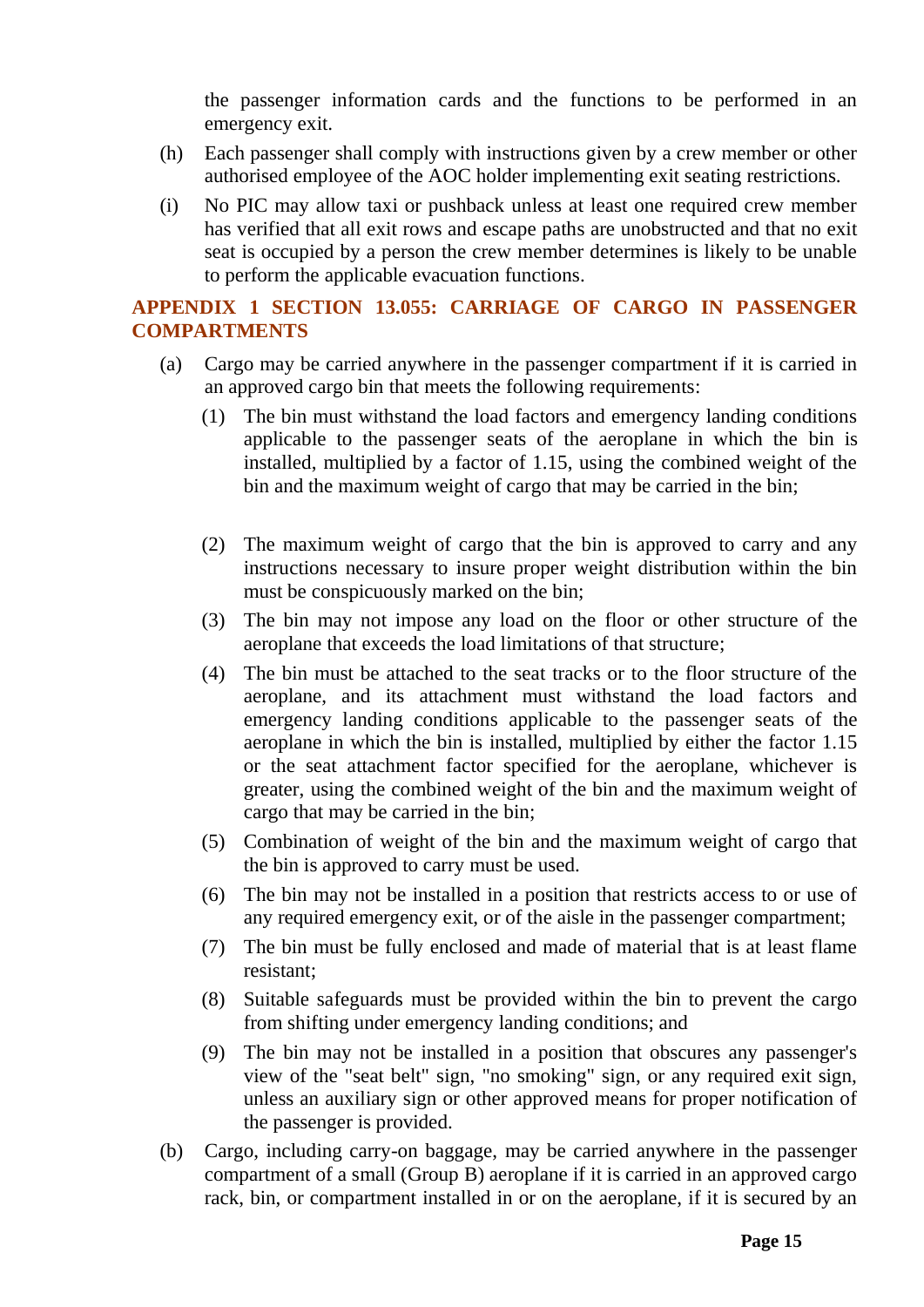the passenger information cards and the functions to be performed in an emergency exit.

(h) Each passenger shall comply with instructions given by a crew member or other authorised employee of the AOC holder implementing exit seating restrictions.

(i) No PIC may allow taxi or pushback unless at least one required crew member has verified that all exit rows and escape paths are unobstructed and that no exit seat is occupied by a person the crew member determines is likely to be unable to perform the applicable evacuation functions.

## APPENDIX 1 SECTION 13.055: CARRIAGE OF CARGO IN PASSENGER COMPARTMENTS

(a) Cargo may be carried anywhere in the passenger compartment if it is carried in an approved cargo bin that meets the following requirements:

(1) The bin must withstand the load factors and emergency landing conditions applicable to the passenger seats of the aeroplane in which the bin is installed, multiplied by a factor of 1.15, using the combined weight of the bin and the maximum weight of cargo that may be carried in the bin;

(2) The maximum weight of cargo that the bin is approved to carry and any instructions necessary to insure proper weight distribution within the bin must be conspicuously marked on the bin;

(3) The bin may not impose any load on the floor or other structure of the aeroplane that exceeds the load limitations of that structure;

(4) The bin must be attached to the seat tracks or to the floor structure of the aeroplane, and its attachment must withstand the load factors and emergency landing conditions applicable to the passenger seats of the aeroplane in which the bin is installed, multiplied by either the factor 1.15 or the seat attachment factor specified for the aeroplane, whichever is greater, using the combined weight of the bin and the maximum weight of cargo that may be carried in the bin;

(5) Combination of weight of the bin and the maximum weight of cargo that the bin is approved to carry must be used.

(6) The bin may not be installed in a position that restricts access to or use of any required emergency exit, or of the aisle in the passenger compartment;

(7) The bin must be fully enclosed and made of material that is at least flame resistant;

(8) Suitable safeguards must be provided within the bin to prevent the cargo from shifting under emergency landing conditions; and

(9) The bin may not be installed in a position that obscures any passenger's view of the "seat belt" sign, "no smoking" sign, or any required exit sign, unless an auxiliary sign or other approved means for proper notification of the passenger is provided.

(b) Cargo, including carry-on baggage, may be carried anywhere in the passenger compartment of a small (Group B) aeroplane if it is carried in an approved cargo rack, bin, or compartment installed in or on the aeroplane, if it is secured by an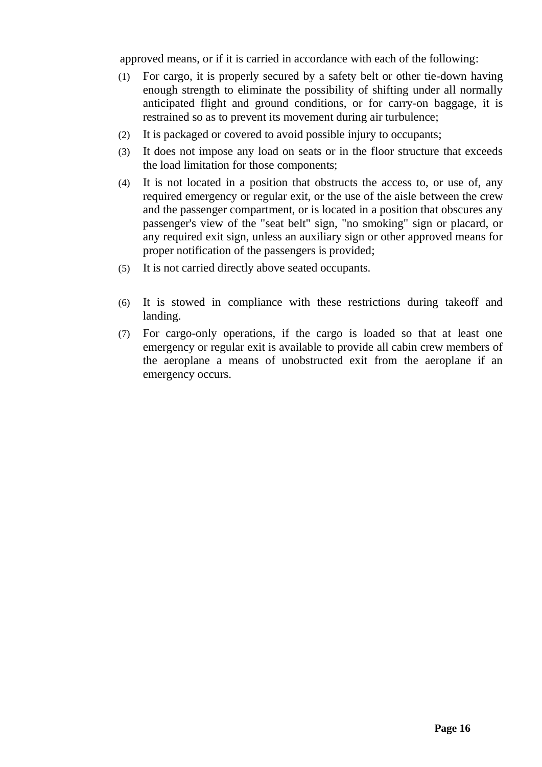approved means, or if it is carried in accordance with each of the following:

(1) For cargo, it is properly secured by a safety belt or other tie-down having enough strength to eliminate the possibility of shifting under all normally anticipated flight and ground conditions, or for carry-on baggage, it is restrained so as to prevent its movement during air turbulence;

(2) It is packaged or covered to avoid possible injury to occupants;

(3) It does not impose any load on seats or in the floor structure that exceeds the load limitation for those components;

(4) It is not located in a position that obstructs the access to, or use of, any required emergency or regular exit, or the use of the aisle between the crew and the passenger compartment, or is located in a position that obscures any passenger's view of the "seat belt" sign, "no smoking" sign or placard, or any required exit sign, unless an auxiliary sign or other approved means for proper notification of the passengers is provided;

(5) It is not carried directly above seated occupants.

(6) It is stowed in compliance with these restrictions during takeoff and landing.

(7) For cargo-only operations, if the cargo is loaded so that at least one emergency or regular exit is available to provide all cabin crew members of the aeroplane a means of unobstructed exit from the aeroplane if an emergency occurs.